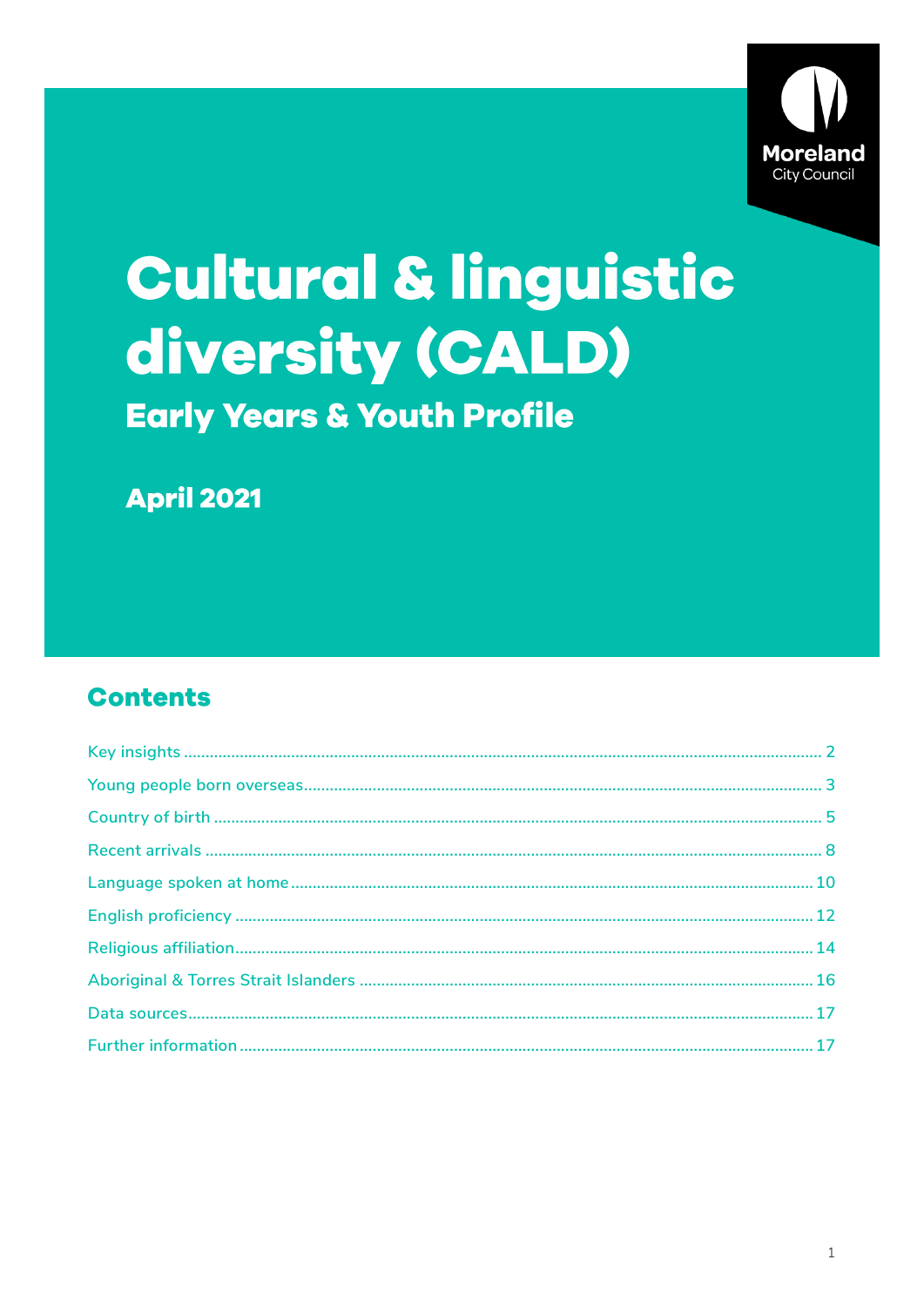Moreland City Council

# Cultural & linguistic diversity (CALD)

## Early Years & Youth Profile

**April 2021**

## Contents

- Key insights ... 2
- Young people born overseas ... 3
- Country of birth ... 5
- Recent arrivals ... 8
- Language spoken at home ... 10
- English proficiency ... 12
- Religious affiliation ... 14
- Aboriginal & Torres Strait Islanders ... 16
- Data sources ... 17
- Further information ... 17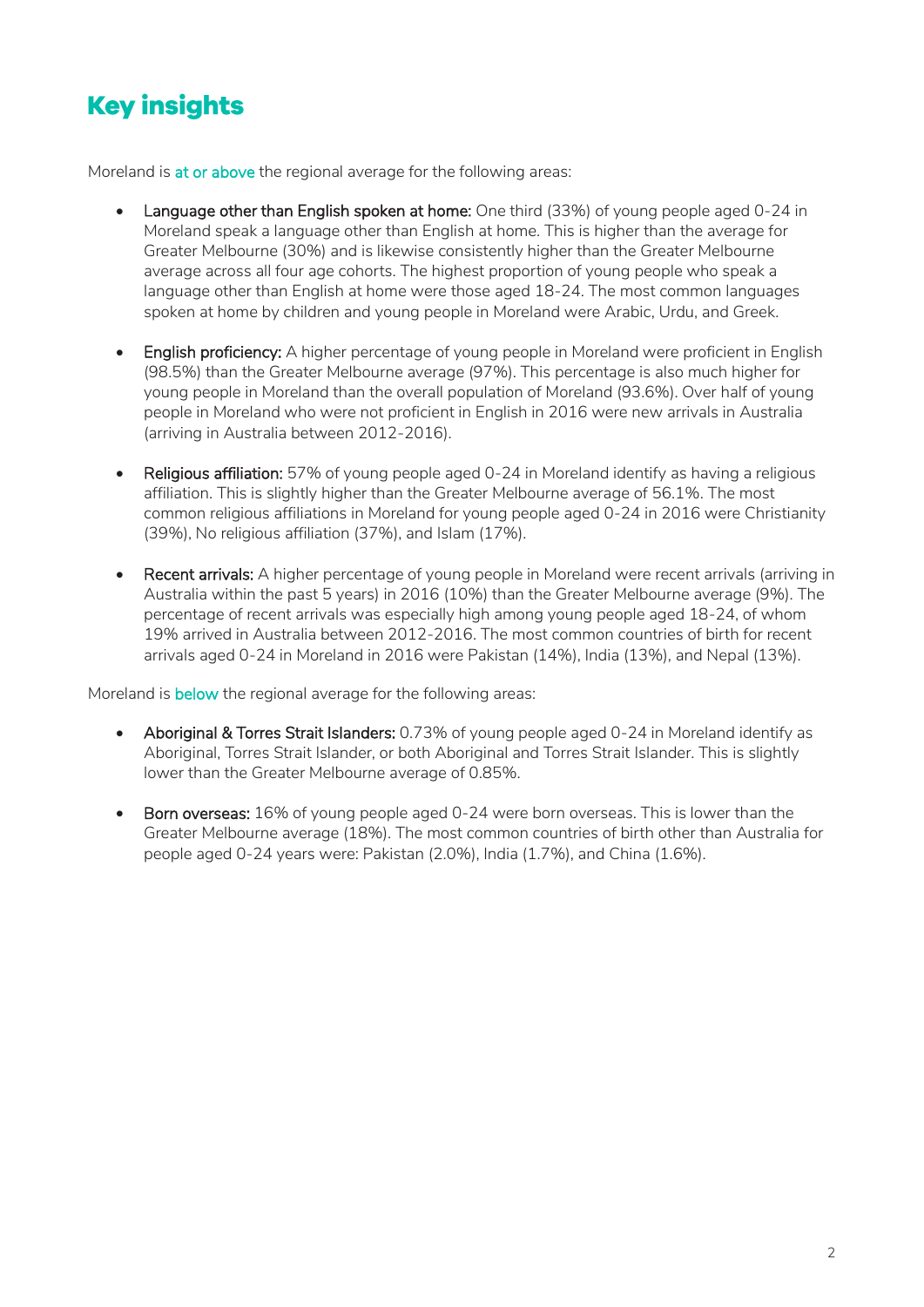## Key insights

Moreland is at or above the regional average for the following areas:

- **Language other than English spoken at home:** One third (33%) of young people aged 0-24 in Moreland speak a language other than English at home. This is higher than the average for Greater Melbourne (30%) and is likewise consistently higher than the Greater Melbourne average across all four age cohorts. The highest proportion of young people who speak a language other than English at home were those aged 18-24. The most common languages spoken at home by children and young people in Moreland were Arabic, Urdu, and Greek.

- **English proficiency:** A higher percentage of young people in Moreland were proficient in English (98.5%) than the Greater Melbourne average (97%). This percentage is also much higher for young people in Moreland than the overall population of Moreland (93.6%). Over half of young people in Moreland who were not proficient in English in 2016 were new arrivals in Australia (arriving in Australia between 2012-2016).

- **Religious affiliation:** 57% of young people aged 0-24 in Moreland identify as having a religious affiliation. This is slightly higher than the Greater Melbourne average of 56.1%. The most common religious affiliations in Moreland for young people aged 0-24 in 2016 were Christianity (39%), No religious affiliation (37%), and Islam (17%).

- **Recent arrivals:** A higher percentage of young people in Moreland were recent arrivals (arriving in Australia within the past 5 years) in 2016 (10%) than the Greater Melbourne average (9%). The percentage of recent arrivals was especially high among young people aged 18-24, of whom 19% arrived in Australia between 2012-2016. The most common countries of birth for recent arrivals aged 0-24 in Moreland in 2016 were Pakistan (14%), India (13%), and Nepal (13%).

Moreland is below the regional average for the following areas:

- **Aboriginal & Torres Strait Islanders:** 0.73% of young people aged 0-24 in Moreland identify as Aboriginal, Torres Strait Islander, or both Aboriginal and Torres Strait Islander. This is slightly lower than the Greater Melbourne average of 0.85%.

- **Born overseas:** 16% of young people aged 0-24 were born overseas. This is lower than the Greater Melbourne average (18%). The most common countries of birth other than Australia for people aged 0-24 years were: Pakistan (2.0%), India (1.7%), and China (1.6%).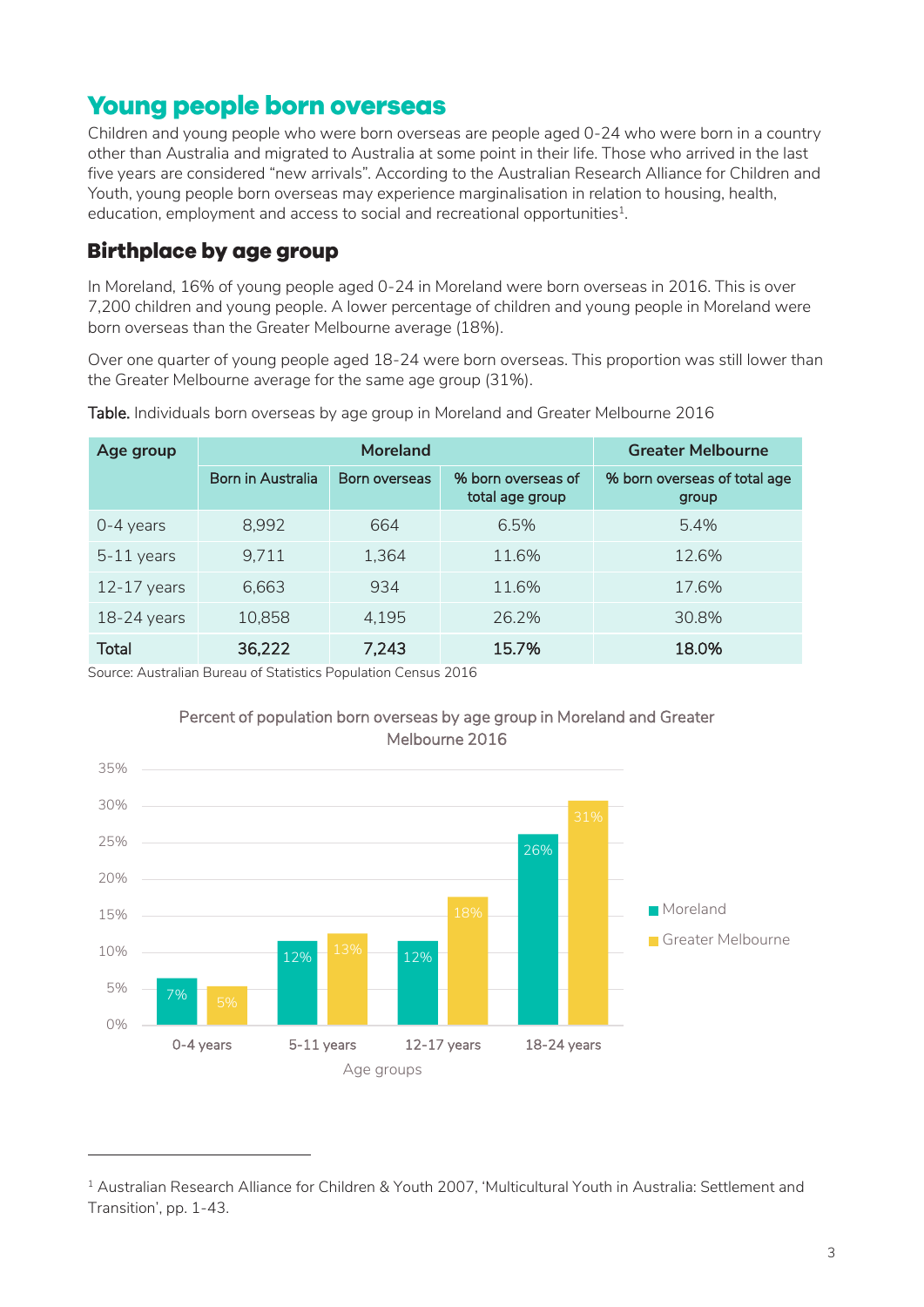# Young people born overseas

Children and young people who were born overseas are people aged 0-24 who were born in a country other than Australia and migrated to Australia at some point in their life. Those who arrived in the last five years are considered "new arrivals". According to the Australian Research Alliance for Children and Youth, young people born overseas may experience marginalisation in relation to housing, health, education, employment and access to social and recreational opportunities[1].

## Birthplace by age group

In Moreland, 16% of young people aged 0-24 in Moreland were born overseas in 2016. This is over 7,200 children and young people. A lower percentage of children and young people in Moreland were born overseas than the Greater Melbourne average (18%).

Over one quarter of young people aged 18-24 were born overseas. This proportion was still lower than the Greater Melbourne average for the same age group (31%).

**Table.** Individuals born overseas by age group in Moreland and Greater Melbourne 2016

| Age group | Moreland | | | Greater Melbourne |
|---|---|---|---|---|
| | Born in Australia | Born overseas | % born overseas of total age group | % born overseas of total age group |
| 0-4 years | 8,992 | 664 | 6.5% | 5.4% |
| 5-11 years | 9,711 | 1,364 | 11.6% | 12.6% |
| 12-17 years | 6,663 | 934 | 11.6% | 17.6% |
| 18-24 years | 10,858 | 4,195 | 26.2% | 30.8% |
| **Total** | **36,222** | **7,243** | **15.7%** | **18.0%** |

Source: Australian Bureau of Statistics Population Census 2016

Percent of population born overseas by age group in Moreland and Greater Melbourne 2016

| Age groups | Moreland | Greater Melbourne |
|---|---|---|
| 0-4 years | 7% | 5% |
| 5-11 years | 12% | 13% |
| 12-17 years | 12% | 18% |
| 18-24 years | 26% | 31% |

[1] Australian Research Alliance for Children & Youth 2007, 'Multicultural Youth in Australia: Settlement and Transition', pp. 1-43.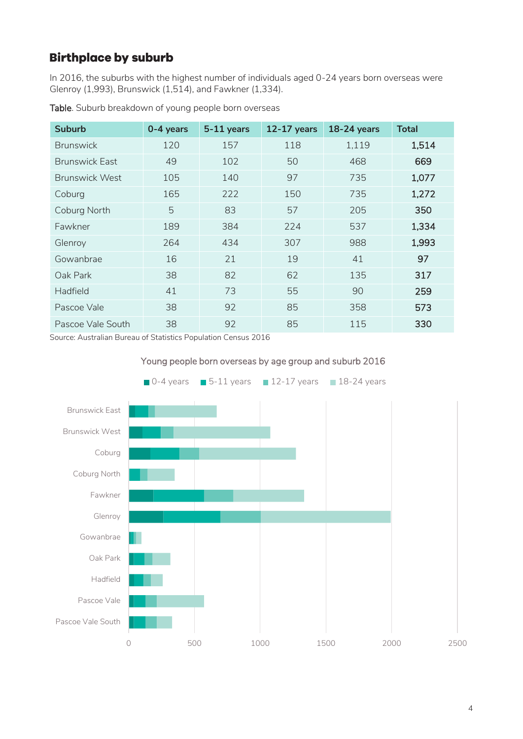## Birthplace by suburb

In 2016, the suburbs with the highest number of individuals aged 0-24 years born overseas were Glenroy (1,993), Brunswick (1,514), and Fawkner (1,334).

Table. Suburb breakdown of young people born overseas

| Suburb | 0-4 years | 5-11 years | 12-17 years | 18-24 years | Total |
|---|---|---|---|---|---|
| Brunswick | 120 | 157 | 118 | 1,119 | **1,514** |
| Brunswick East | 49 | 102 | 50 | 468 | **669** |
| Brunswick West | 105 | 140 | 97 | 735 | **1,077** |
| Coburg | 165 | 222 | 150 | 735 | **1,272** |
| Coburg North | 5 | 83 | 57 | 205 | **350** |
| Fawkner | 189 | 384 | 224 | 537 | **1,334** |
| Glenroy | 264 | 434 | 307 | 988 | **1,993** |
| Gowanbrae | 16 | 21 | 19 | 41 | **97** |
| Oak Park | 38 | 82 | 62 | 135 | **317** |
| Hadfield | 41 | 73 | 55 | 90 | **259** |
| Pascoe Vale | 38 | 92 | 85 | 358 | **573** |
| Pascoe Vale South | 38 | 92 | 85 | 115 | **330** |

Source: Australian Bureau of Statistics Population Census 2016

Young people born overseas by age group and suburb 2016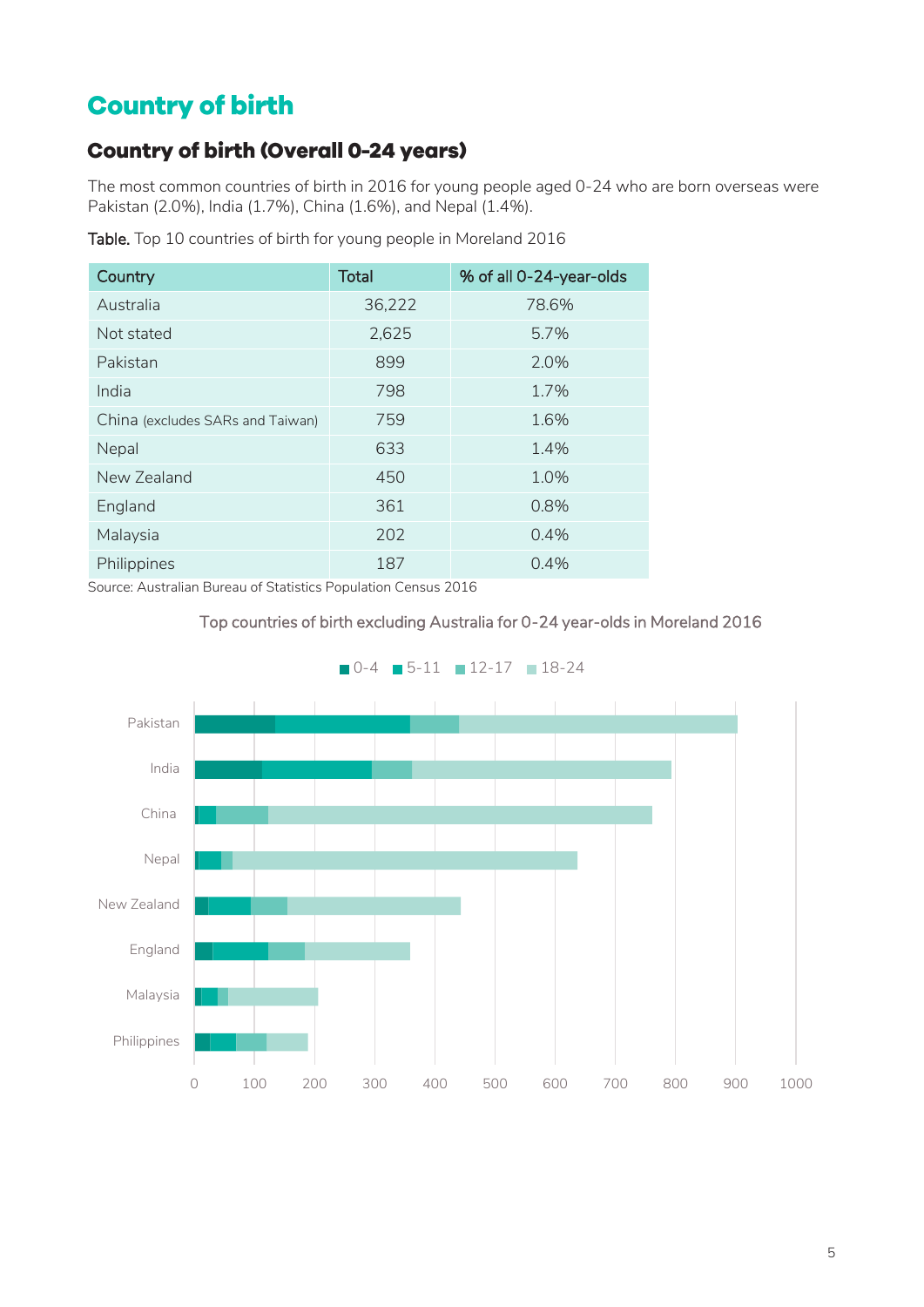# Country of birth

## Country of birth (Overall 0-24 years)

The most common countries of birth in 2016 for young people aged 0-24 who are born overseas were Pakistan (2.0%), India (1.7%), China (1.6%), and Nepal (1.4%).

**Table.** Top 10 countries of birth for young people in Moreland 2016

| Country | Total | % of all 0-24-year-olds |
|---|---|---|
| Australia | 36,222 | 78.6% |
| Not stated | 2,625 | 5.7% |
| Pakistan | 899 | 2.0% |
| India | 798 | 1.7% |
| China (excludes SARs and Taiwan) | 759 | 1.6% |
| Nepal | 633 | 1.4% |
| New Zealand | 450 | 1.0% |
| England | 361 | 0.8% |
| Malaysia | 202 | 0.4% |
| Philippines | 187 | 0.4% |

Source: Australian Bureau of Statistics Population Census 2016

Top countries of birth excluding Australia for 0-24 year-olds in Moreland 2016

0-4 5-11 12-17 18-24

Pakistan, India, China, Nepal, New Zealand, England, Malaysia, Philippines

0 100 200 300 400 500 600 700 800 900 1000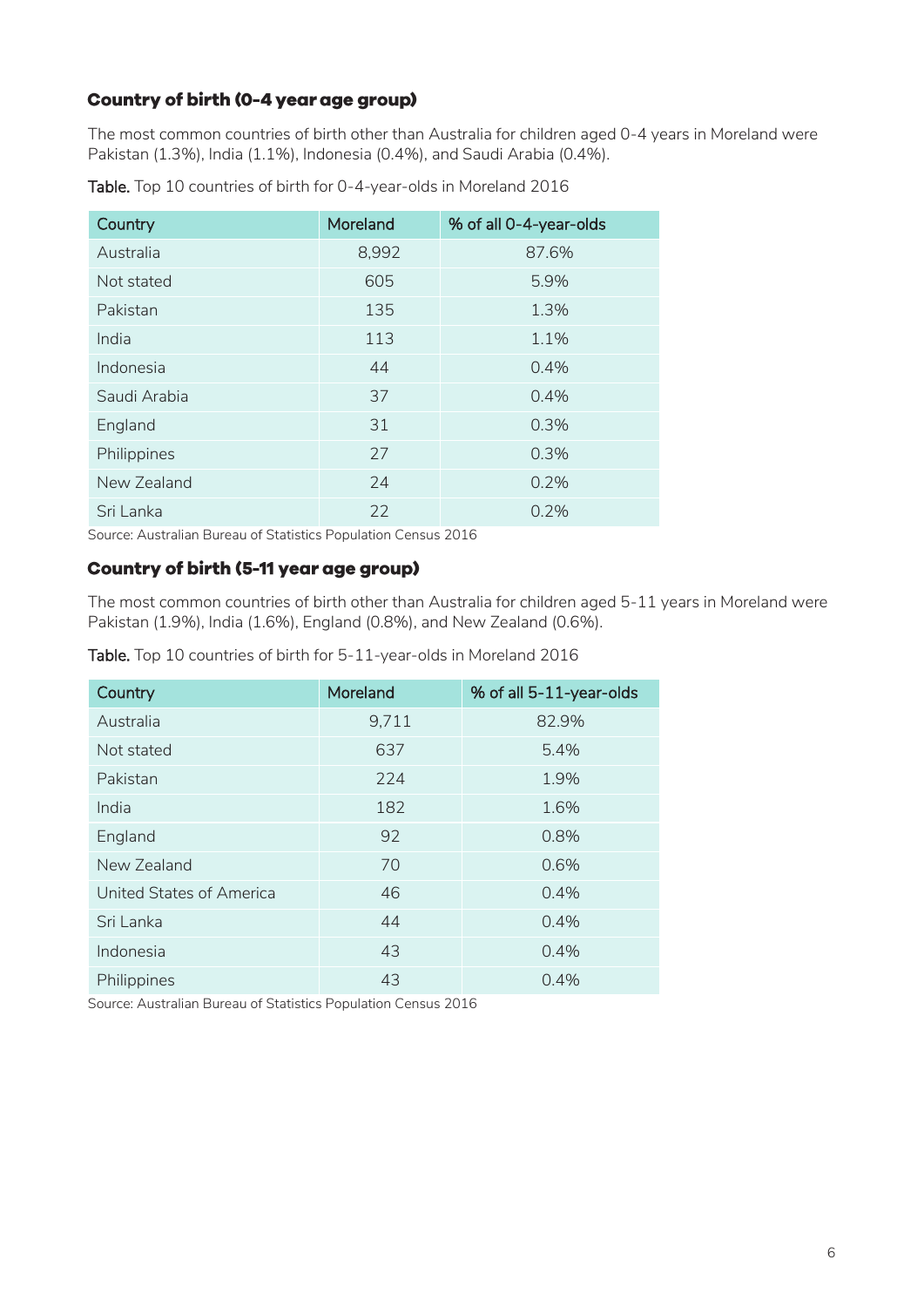### Country of birth (0-4 year age group)

The most common countries of birth other than Australia for children aged 0-4 years in Moreland were Pakistan (1.3%), India (1.1%), Indonesia (0.4%), and Saudi Arabia (0.4%).

**Table.** Top 10 countries of birth for 0-4-year-olds in Moreland 2016

| Country | Moreland | % of all 0-4-year-olds |
|---|---|---|
| Australia | 8,992 | 87.6% |
| Not stated | 605 | 5.9% |
| Pakistan | 135 | 1.3% |
| India | 113 | 1.1% |
| Indonesia | 44 | 0.4% |
| Saudi Arabia | 37 | 0.4% |
| England | 31 | 0.3% |
| Philippines | 27 | 0.3% |
| New Zealand | 24 | 0.2% |
| Sri Lanka | 22 | 0.2% |

Source: Australian Bureau of Statistics Population Census 2016

### Country of birth (5-11 year age group)

The most common countries of birth other than Australia for children aged 5-11 years in Moreland were Pakistan (1.9%), India (1.6%), England (0.8%), and New Zealand (0.6%).

**Table.** Top 10 countries of birth for 5-11-year-olds in Moreland 2016

| Country | Moreland | % of all 5-11-year-olds |
|---|---|---|
| Australia | 9,711 | 82.9% |
| Not stated | 637 | 5.4% |
| Pakistan | 224 | 1.9% |
| India | 182 | 1.6% |
| England | 92 | 0.8% |
| New Zealand | 70 | 0.6% |
| United States of America | 46 | 0.4% |
| Sri Lanka | 44 | 0.4% |
| Indonesia | 43 | 0.4% |
| Philippines | 43 | 0.4% |

Source: Australian Bureau of Statistics Population Census 2016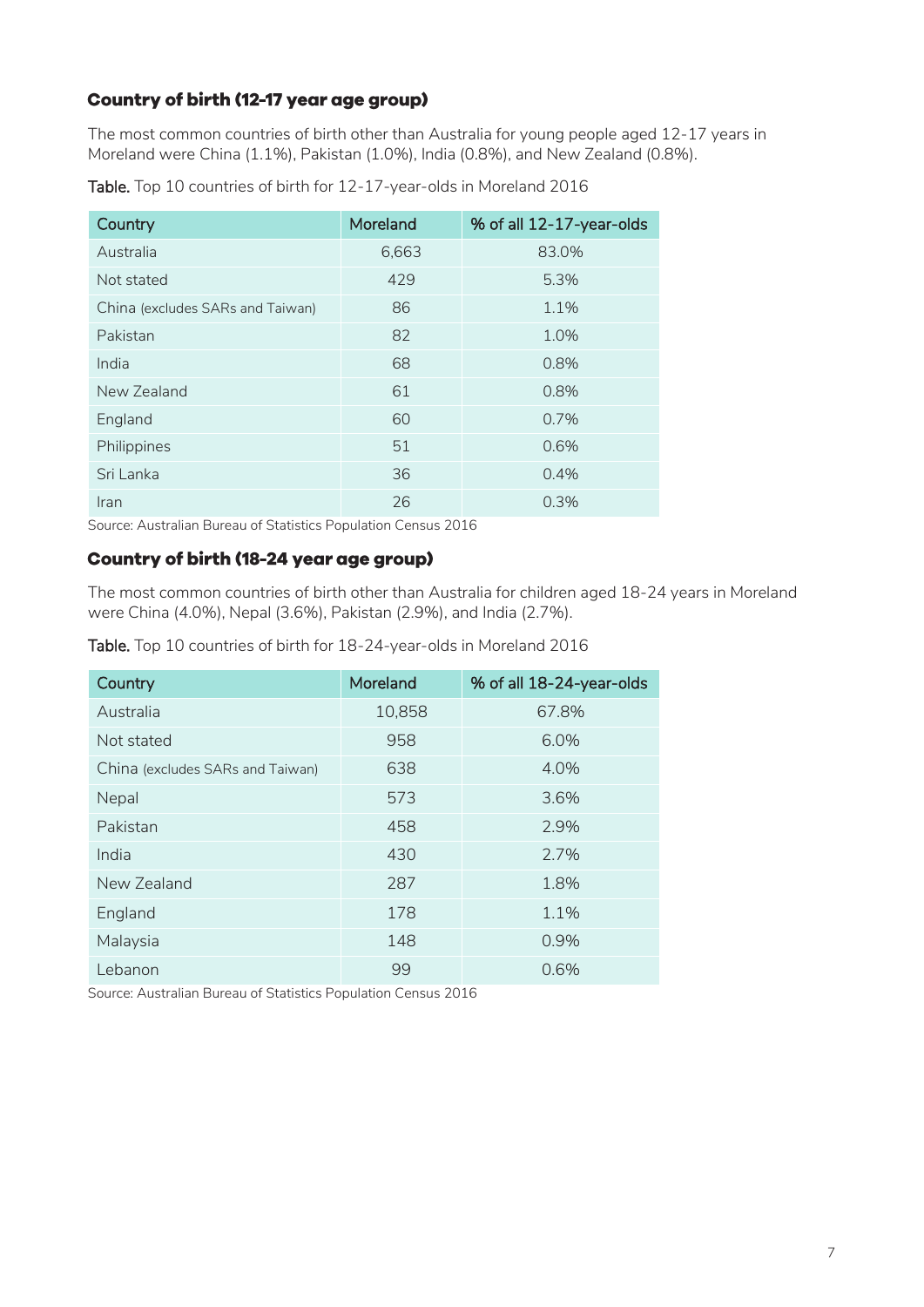### Country of birth (12-17 year age group)

The most common countries of birth other than Australia for young people aged 12-17 years in Moreland were China (1.1%), Pakistan (1.0%), India (0.8%), and New Zealand (0.8%).

**Table.** Top 10 countries of birth for 12-17-year-olds in Moreland 2016

| Country | Moreland | % of all 12-17-year-olds |
|---|---|---|
| Australia | 6,663 | 83.0% |
| Not stated | 429 | 5.3% |
| China (excludes SARs and Taiwan) | 86 | 1.1% |
| Pakistan | 82 | 1.0% |
| India | 68 | 0.8% |
| New Zealand | 61 | 0.8% |
| England | 60 | 0.7% |
| Philippines | 51 | 0.6% |
| Sri Lanka | 36 | 0.4% |
| Iran | 26 | 0.3% |

Source: Australian Bureau of Statistics Population Census 2016

### Country of birth (18-24 year age group)

The most common countries of birth other than Australia for children aged 18-24 years in Moreland were China (4.0%), Nepal (3.6%), Pakistan (2.9%), and India (2.7%).

**Table.** Top 10 countries of birth for 18-24-year-olds in Moreland 2016

| Country | Moreland | % of all 18-24-year-olds |
|---|---|---|
| Australia | 10,858 | 67.8% |
| Not stated | 958 | 6.0% |
| China (excludes SARs and Taiwan) | 638 | 4.0% |
| Nepal | 573 | 3.6% |
| Pakistan | 458 | 2.9% |
| India | 430 | 2.7% |
| New Zealand | 287 | 1.8% |
| England | 178 | 1.1% |
| Malaysia | 148 | 0.9% |
| Lebanon | 99 | 0.6% |

Source: Australian Bureau of Statistics Population Census 2016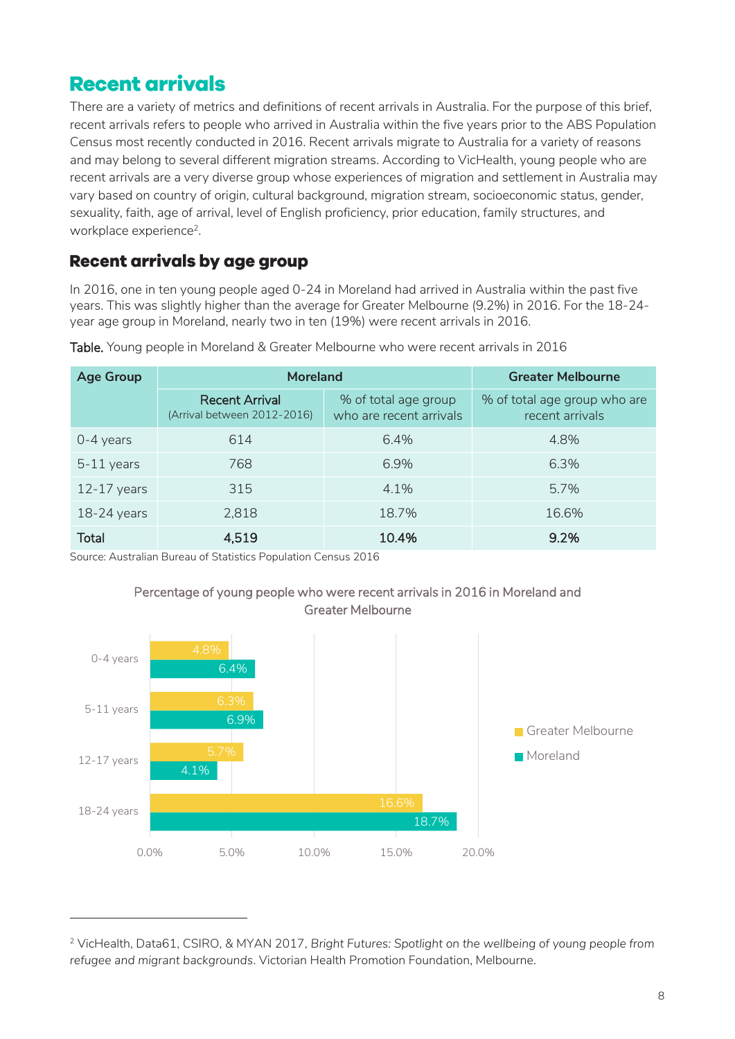# Recent arrivals

There are a variety of metrics and definitions of recent arrivals in Australia. For the purpose of this brief, recent arrivals refers to people who arrived in Australia within the five years prior to the ABS Population Census most recently conducted in 2016. Recent arrivals migrate to Australia for a variety of reasons and may belong to several different migration streams. According to VicHealth, young people who are recent arrivals are a very diverse group whose experiences of migration and settlement in Australia may vary based on country of origin, cultural background, migration stream, socioeconomic status, gender, sexuality, faith, age of arrival, level of English proficiency, prior education, family structures, and workplace experience[2].

## Recent arrivals by age group

In 2016, one in ten young people aged 0-24 in Moreland had arrived in Australia within the past five years. This was slightly higher than the average for Greater Melbourne (9.2%) in 2016. For the 18-24-year age group in Moreland, nearly two in ten (19%) were recent arrivals in 2016.

**Table.** Young people in Moreland & Greater Melbourne who were recent arrivals in 2016

| Age Group | Moreland | | Greater Melbourne |
|---|---|---|---|
| | Recent Arrival (Arrival between 2012-2016) | % of total age group who are recent arrivals | % of total age group who are recent arrivals |
| 0-4 years | 614 | 6.4% | 4.8% |
| 5-11 years | 768 | 6.9% | 6.3% |
| 12-17 years | 315 | 4.1% | 5.7% |
| 18-24 years | 2,818 | 18.7% | 16.6% |
| **Total** | **4,519** | **10.4%** | **9.2%** |

Source: Australian Bureau of Statistics Population Census 2016

Percentage of young people who were recent arrivals in 2016 in Moreland and Greater Melbourne

| Age group | Greater Melbourne | Moreland |
|---|---|---|
| 0-4 years | 4.8% | 6.4% |
| 5-11 years | 6.3% | 6.9% |
| 12-17 years | 5.7% | 4.1% |
| 18-24 years | 16.6% | 18.7% |

---

[2] VicHealth, Data61, CSIRO, & MYAN 2017, *Bright Futures: Spotlight on the wellbeing of young people from refugee and migrant backgrounds*. Victorian Health Promotion Foundation, Melbourne.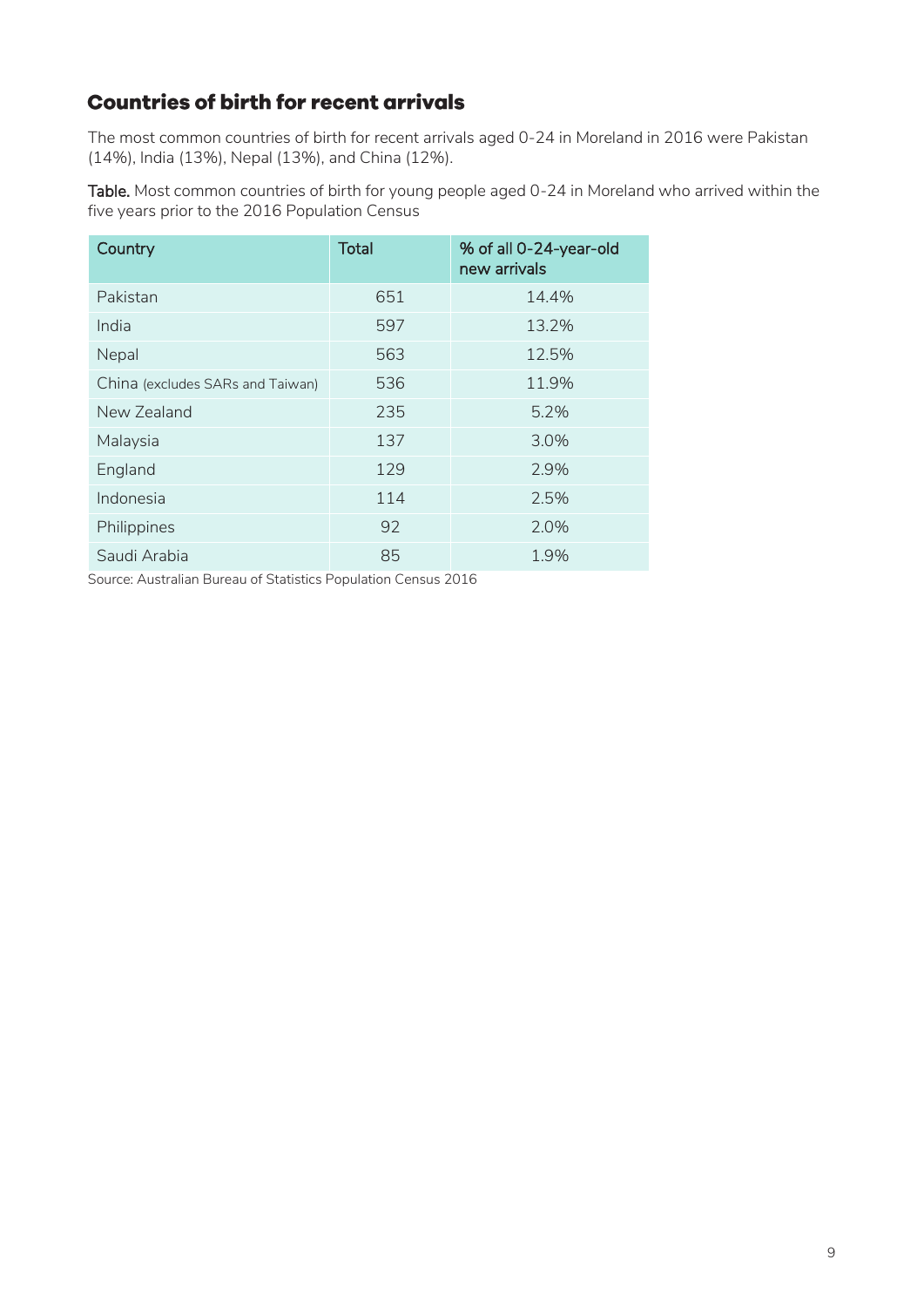## Countries of birth for recent arrivals

The most common countries of birth for recent arrivals aged 0-24 in Moreland in 2016 were Pakistan (14%), India (13%), Nepal (13%), and China (12%).

**Table.** Most common countries of birth for young people aged 0-24 in Moreland who arrived within the five years prior to the 2016 Population Census

| Country | Total | % of all 0-24-year-old new arrivals |
|---|---|---|
| Pakistan | 651 | 14.4% |
| India | 597 | 13.2% |
| Nepal | 563 | 12.5% |
| China (excludes SARs and Taiwan) | 536 | 11.9% |
| New Zealand | 235 | 5.2% |
| Malaysia | 137 | 3.0% |
| England | 129 | 2.9% |
| Indonesia | 114 | 2.5% |
| Philippines | 92 | 2.0% |
| Saudi Arabia | 85 | 1.9% |

Source: Australian Bureau of Statistics Population Census 2016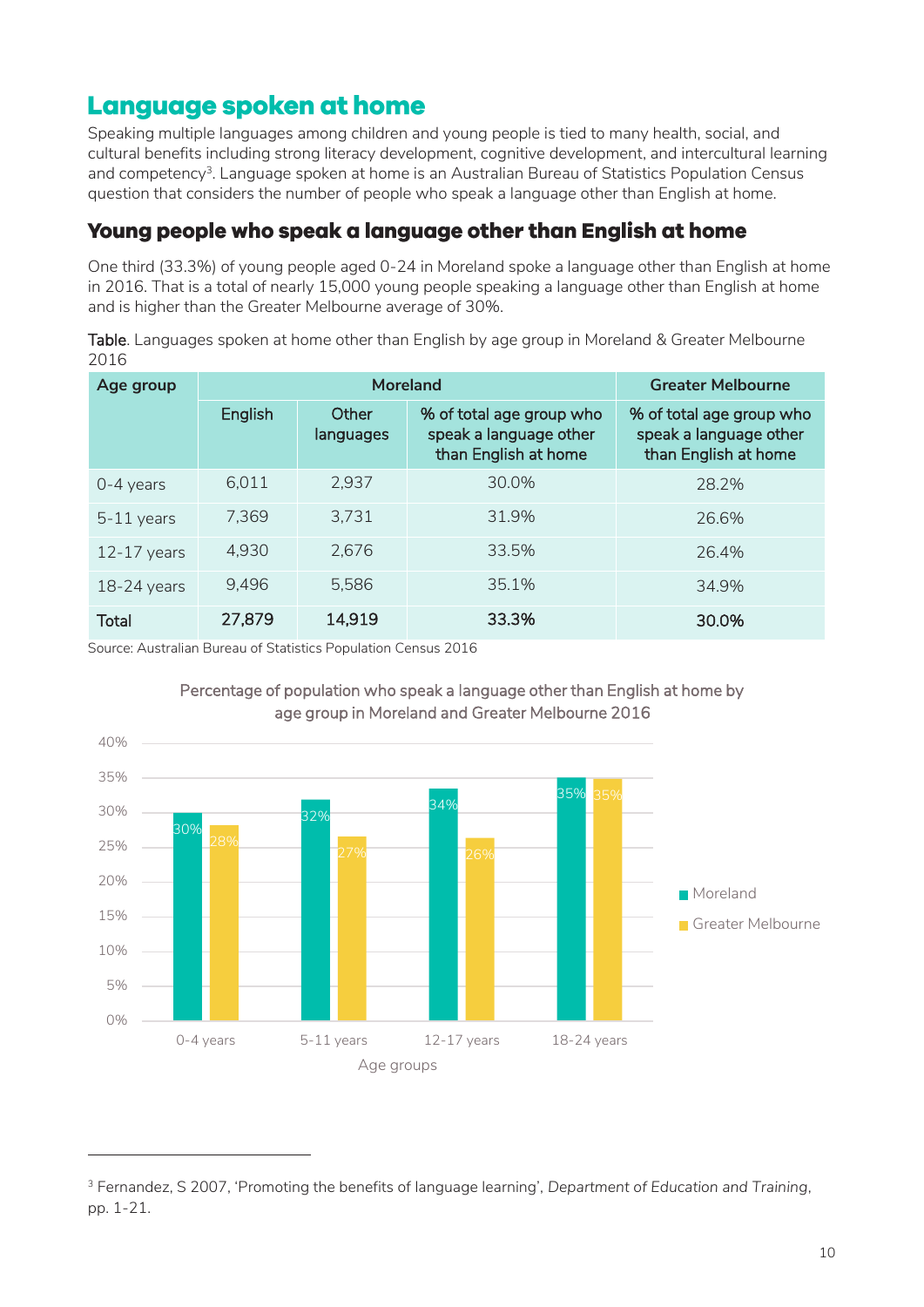# Language spoken at home

Speaking multiple languages among children and young people is tied to many health, social, and cultural benefits including strong literacy development, cognitive development, and intercultural learning and competency[3]. Language spoken at home is an Australian Bureau of Statistics Population Census question that considers the number of people who speak a language other than English at home.

## Young people who speak a language other than English at home

One third (33.3%) of young people aged 0-24 in Moreland spoke a language other than English at home in 2016. That is a total of nearly 15,000 young people speaking a language other than English at home and is higher than the Greater Melbourne average of 30%.

**Table**. Languages spoken at home other than English by age group in Moreland & Greater Melbourne 2016

| Age group | Moreland | | | Greater Melbourne |
|---|---|---|---|---|
| | English | Other languages | % of total age group who speak a language other than English at home | % of total age group who speak a language other than English at home |
| 0-4 years | 6,011 | 2,937 | 30.0% | 28.2% |
| 5-11 years | 7,369 | 3,731 | 31.9% | 26.6% |
| 12-17 years | 4,930 | 2,676 | 33.5% | 26.4% |
| 18-24 years | 9,496 | 5,586 | 35.1% | 34.9% |
| **Total** | **27,879** | **14,919** | **33.3%** | **30.0%** |

Source: Australian Bureau of Statistics Population Census 2016

Percentage of population who speak a language other than English at home by age group in Moreland and Greater Melbourne 2016

| Age groups | Moreland | Greater Melbourne |
|---|---|---|
| 0-4 years | 30% | 28% |
| 5-11 years | 32% | 27% |
| 12-17 years | 34% | 26% |
| 18-24 years | 35% | 35% |

---

[3] Fernandez, S 2007, 'Promoting the benefits of language learning', *Department of Education and Training*, pp. 1-21.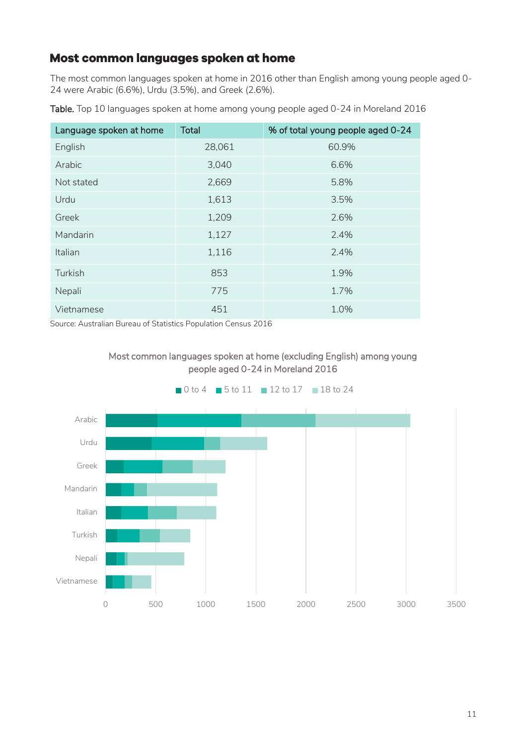## Most common languages spoken at home

The most common languages spoken at home in 2016 other than English among young people aged 0-24 were Arabic (6.6%), Urdu (3.5%), and Greek (2.6%).

**Table.** Top 10 languages spoken at home among young people aged 0-24 in Moreland 2016

| Language spoken at home | Total | % of total young people aged 0-24 |
|---|---|---|
| English | 28,061 | 60.9% |
| Arabic | 3,040 | 6.6% |
| Not stated | 2,669 | 5.8% |
| Urdu | 1,613 | 3.5% |
| Greek | 1,209 | 2.6% |
| Mandarin | 1,127 | 2.4% |
| Italian | 1,116 | 2.4% |
| Turkish | 853 | 1.9% |
| Nepali | 775 | 1.7% |
| Vietnamese | 451 | 1.0% |

Source: Australian Bureau of Statistics Population Census 2016

Most common languages spoken at home (excluding English) among young people aged 0-24 in Moreland 2016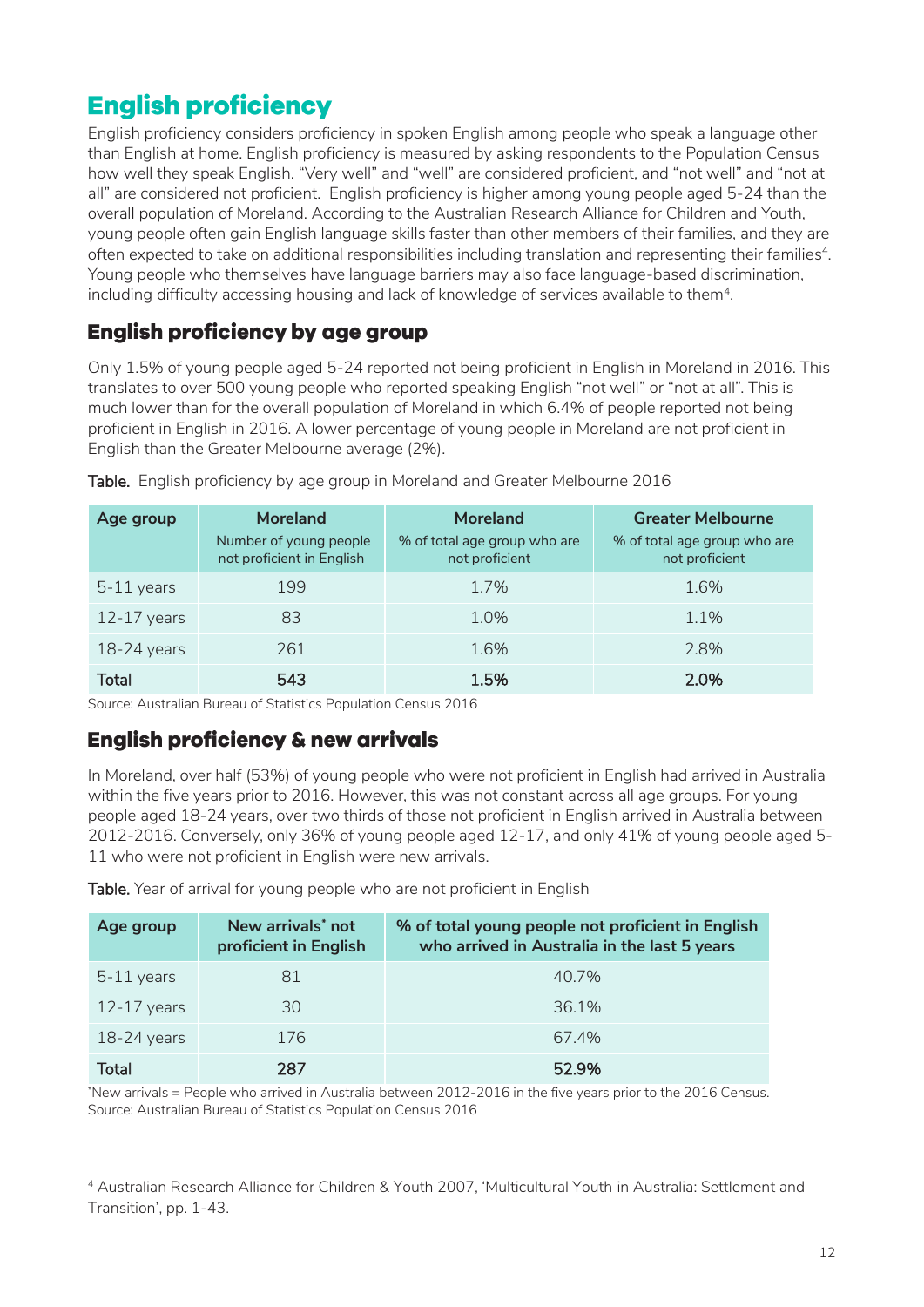# English proficiency

English proficiency considers proficiency in spoken English among people who speak a language other than English at home. English proficiency is measured by asking respondents to the Population Census how well they speak English. "Very well" and "well" are considered proficient, and "not well" and "not at all" are considered not proficient. English proficiency is higher among young people aged 5-24 than the overall population of Moreland. According to the Australian Research Alliance for Children and Youth, young people often gain English language skills faster than other members of their families, and they are often expected to take on additional responsibilities including translation and representing their families[4]. Young people who themselves have language barriers may also face language-based discrimination, including difficulty accessing housing and lack of knowledge of services available to them[4].

## English proficiency by age group

Only 1.5% of young people aged 5-24 reported not being proficient in English in Moreland in 2016. This translates to over 500 young people who reported speaking English "not well" or "not at all". This is much lower than for the overall population of Moreland in which 6.4% of people reported not being proficient in English in 2016. A lower percentage of young people in Moreland are not proficient in English than the Greater Melbourne average (2%).

**Table.** English proficiency by age group in Moreland and Greater Melbourne 2016

| Age group | Moreland<br>Number of young people not proficient in English | Moreland<br>% of total age group who are not proficient | Greater Melbourne<br>% of total age group who are not proficient |
|---|---|---|---|
| 5-11 years | 199 | 1.7% | 1.6% |
| 12-17 years | 83 | 1.0% | 1.1% |
| 18-24 years | 261 | 1.6% | 2.8% |
| **Total** | **543** | **1.5%** | **2.0%** |

Source: Australian Bureau of Statistics Population Census 2016

## English proficiency & new arrivals

In Moreland, over half (53%) of young people who were not proficient in English had arrived in Australia within the five years prior to 2016. However, this was not constant across all age groups. For young people aged 18-24 years, over two thirds of those not proficient in English arrived in Australia between 2012-2016. Conversely, only 36% of young people aged 12-17, and only 41% of young people aged 5-11 who were not proficient in English were new arrivals.

**Table.** Year of arrival for young people who are not proficient in English

| Age group | New arrivals* not proficient in English | % of total young people not proficient in English who arrived in Australia in the last 5 years |
|---|---|---|
| 5-11 years | 81 | 40.7% |
| 12-17 years | 30 | 36.1% |
| 18-24 years | 176 | 67.4% |
| **Total** | **287** | **52.9%** |

*New arrivals = People who arrived in Australia between 2012-2016 in the five years prior to the 2016 Census.
Source: Australian Bureau of Statistics Population Census 2016

[4] Australian Research Alliance for Children & Youth 2007, 'Multicultural Youth in Australia: Settlement and Transition', pp. 1-43.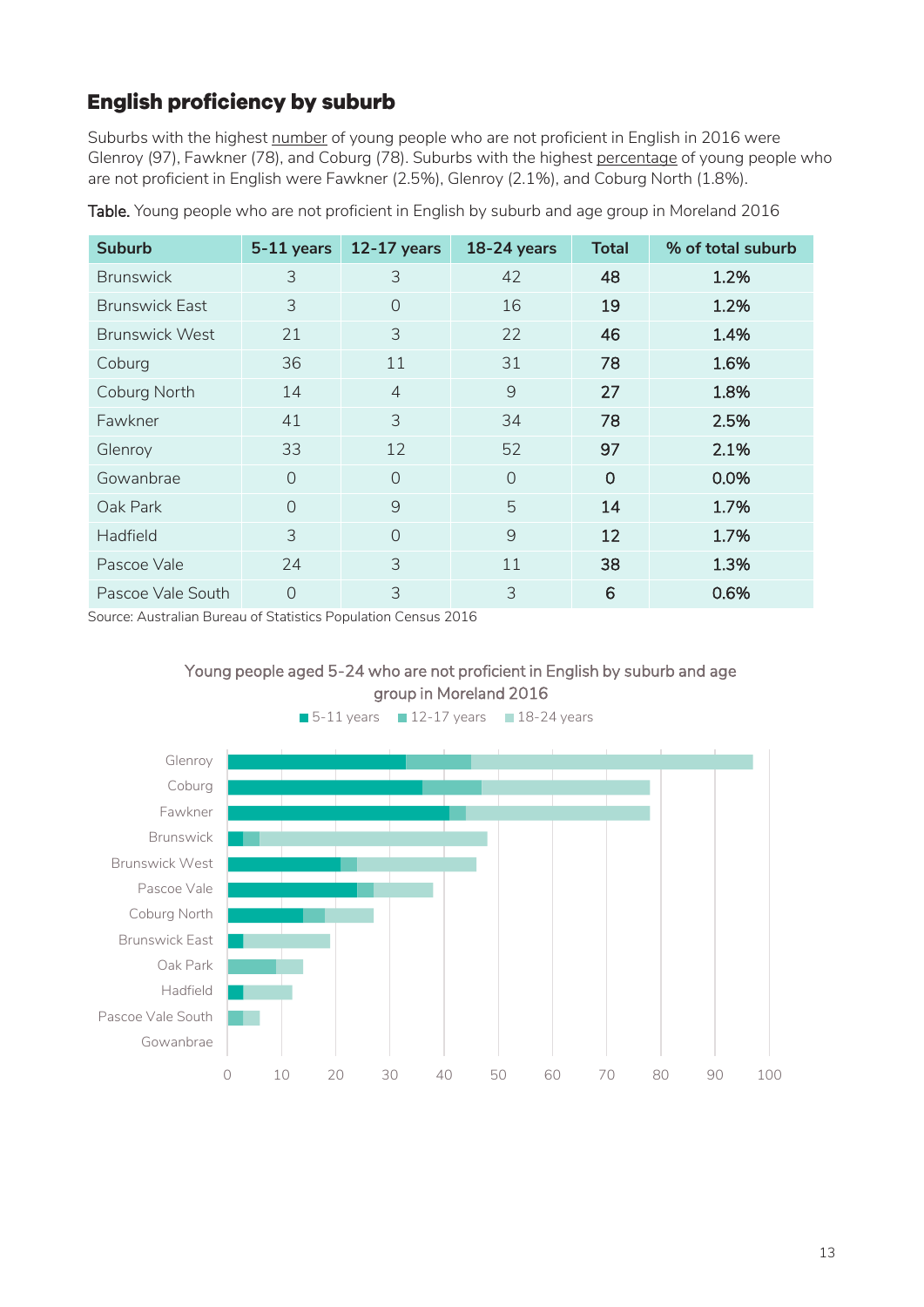## English proficiency by suburb

Suburbs with the highest number of young people who are not proficient in English in 2016 were Glenroy (97), Fawkner (78), and Coburg (78). Suburbs with the highest percentage of young people who are not proficient in English were Fawkner (2.5%), Glenroy (2.1%), and Coburg North (1.8%).

**Table.** Young people who are not proficient in English by suburb and age group in Moreland 2016

| Suburb | 5-11 years | 12-17 years | 18-24 years | Total | % of total suburb |
|---|---|---|---|---|---|
| Brunswick | 3 | 3 | 42 | **48** | **1.2%** |
| Brunswick East | 3 | 0 | 16 | **19** | **1.2%** |
| Brunswick West | 21 | 3 | 22 | **46** | **1.4%** |
| Coburg | 36 | 11 | 31 | **78** | **1.6%** |
| Coburg North | 14 | 4 | 9 | **27** | **1.8%** |
| Fawkner | 41 | 3 | 34 | **78** | **2.5%** |
| Glenroy | 33 | 12 | 52 | **97** | **2.1%** |
| Gowanbrae | 0 | 0 | 0 | **0** | **0.0%** |
| Oak Park | 0 | 9 | 5 | **14** | **1.7%** |
| Hadfield | 3 | 0 | 9 | **12** | **1.7%** |
| Pascoe Vale | 24 | 3 | 11 | **38** | **1.3%** |
| Pascoe Vale South | 0 | 3 | 3 | **6** | **0.6%** |

Source: Australian Bureau of Statistics Population Census 2016

Young people aged 5-24 who are not proficient in English by suburb and age group in Moreland 2016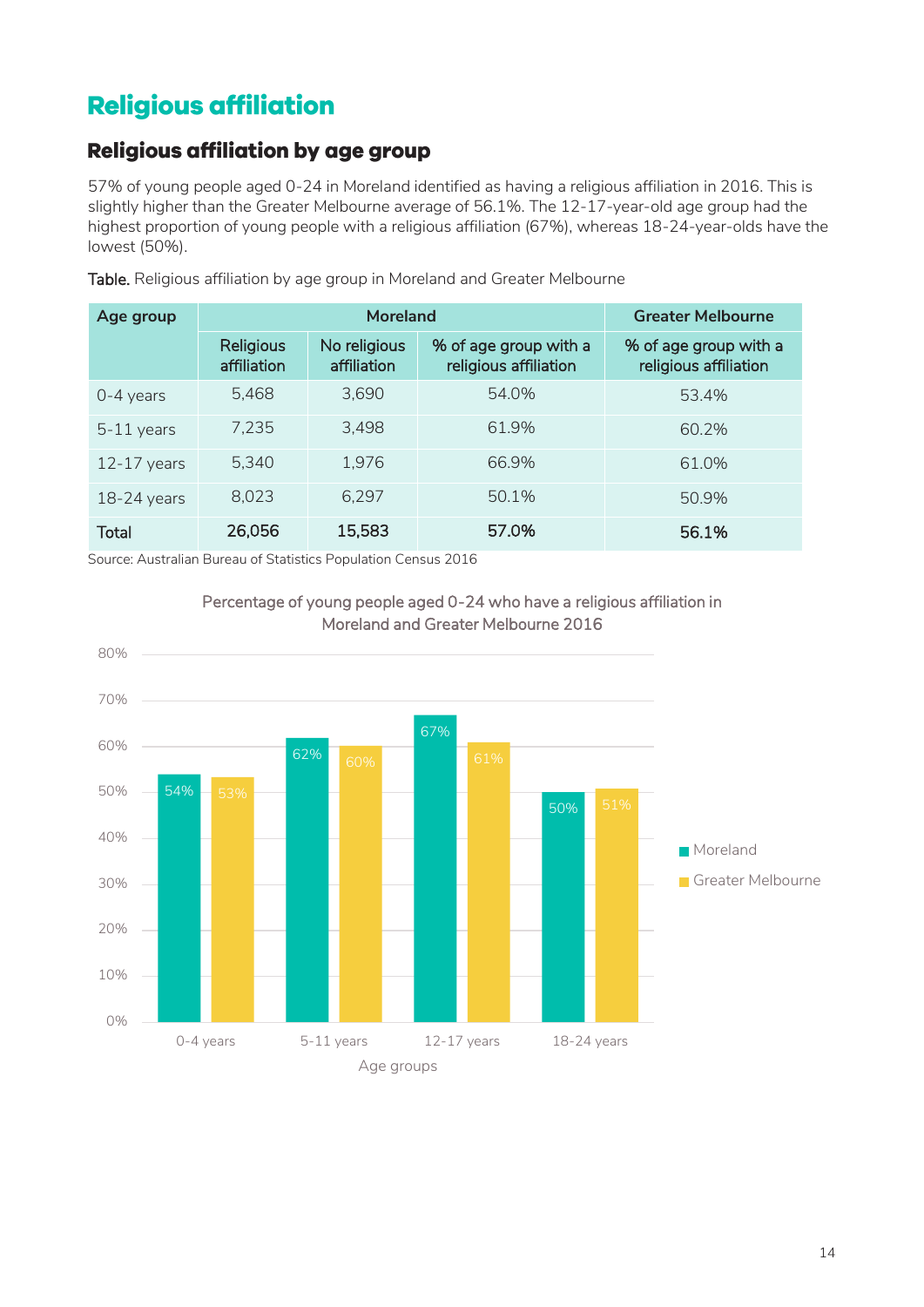# Religious affiliation

## Religious affiliation by age group

57% of young people aged 0-24 in Moreland identified as having a religious affiliation in 2016. This is slightly higher than the Greater Melbourne average of 56.1%. The 12-17-year-old age group had the highest proportion of young people with a religious affiliation (67%), whereas 18-24-year-olds have the lowest (50%).

**Table.** Religious affiliation by age group in Moreland and Greater Melbourne

| Age group | Moreland | | | Greater Melbourne |
|---|---|---|---|---|
| | Religious affiliation | No religious affiliation | % of age group with a religious affiliation | % of age group with a religious affiliation |
| 0-4 years | 5,468 | 3,690 | 54.0% | 53.4% |
| 5-11 years | 7,235 | 3,498 | 61.9% | 60.2% |
| 12-17 years | 5,340 | 1,976 | 66.9% | 61.0% |
| 18-24 years | 8,023 | 6,297 | 50.1% | 50.9% |
| **Total** | **26,056** | **15,583** | **57.0%** | **56.1%** |

Source: Australian Bureau of Statistics Population Census 2016

Percentage of young people aged 0-24 who have a religious affiliation in Moreland and Greater Melbourne 2016

| Age groups | Moreland | Greater Melbourne |
|---|---|---|
| 0-4 years | 54% | 53% |
| 5-11 years | 62% | 60% |
| 12-17 years | 67% | 61% |
| 18-24 years | 50% | 51% |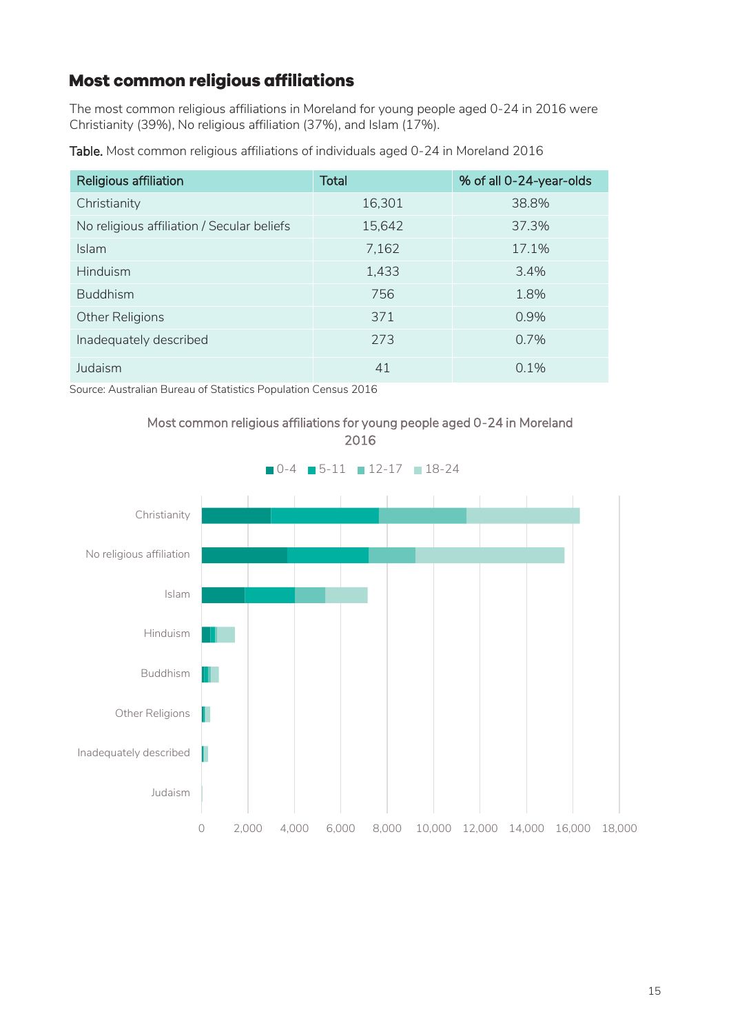## Most common religious affiliations

The most common religious affiliations in Moreland for young people aged 0-24 in 2016 were Christianity (39%), No religious affiliation (37%), and Islam (17%).

**Table.** Most common religious affiliations of individuals aged 0-24 in Moreland 2016

| Religious affiliation | Total | % of all 0-24-year-olds |
|---|---|---|
| Christianity | 16,301 | 38.8% |
| No religious affiliation / Secular beliefs | 15,642 | 37.3% |
| Islam | 7,162 | 17.1% |
| Hinduism | 1,433 | 3.4% |
| Buddhism | 756 | 1.8% |
| Other Religions | 371 | 0.9% |
| Inadequately described | 273 | 0.7% |
| Judaism | 41 | 0.1% |

Source: Australian Bureau of Statistics Population Census 2016

Most common religious affiliations for young people aged 0-24 in Moreland 2016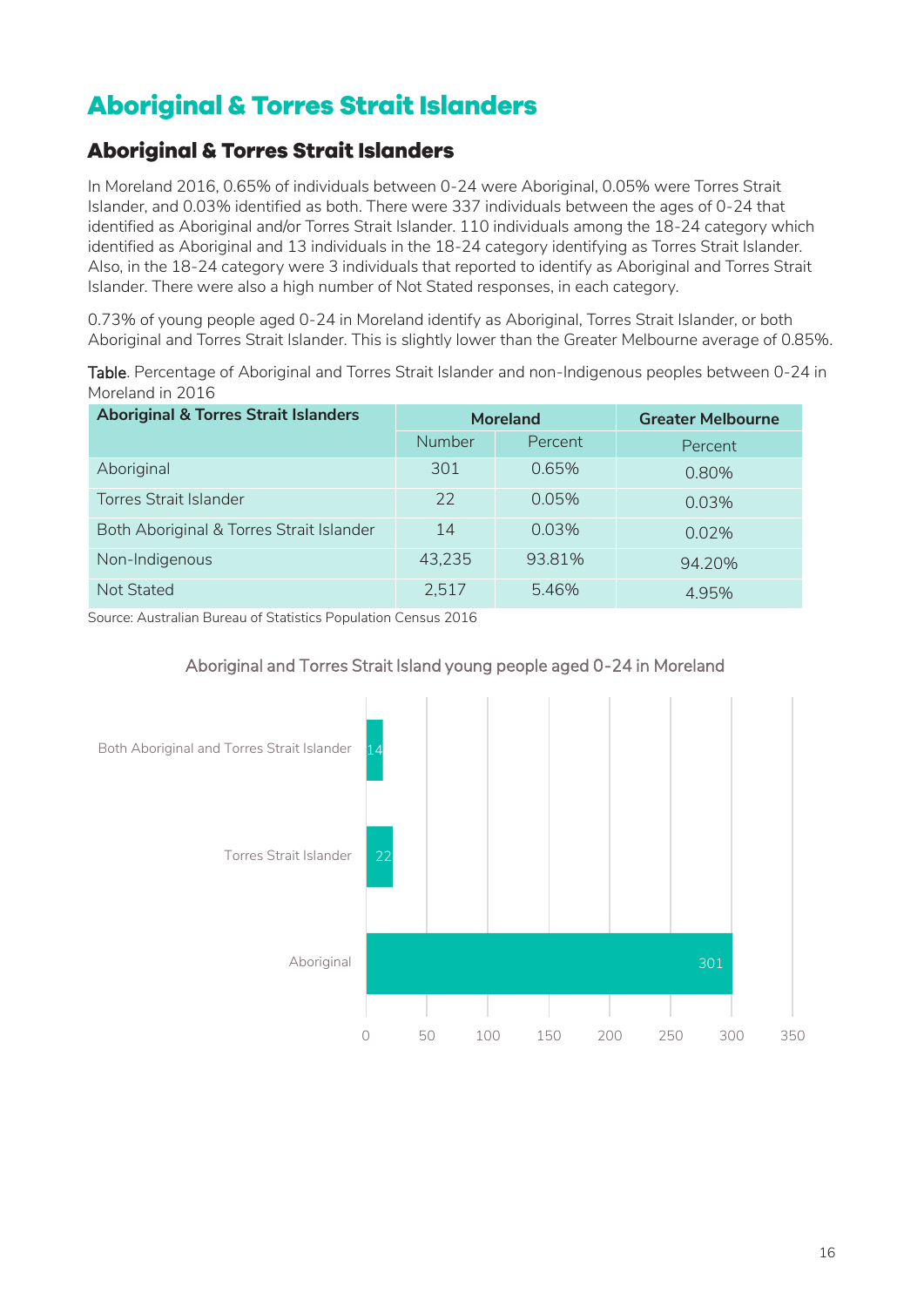# Aboriginal & Torres Strait Islanders

## Aboriginal & Torres Strait Islanders

In Moreland 2016, 0.65% of individuals between 0-24 were Aboriginal, 0.05% were Torres Strait Islander, and 0.03% identified as both. There were 337 individuals between the ages of 0-24 that identified as Aboriginal and/or Torres Strait Islander. 110 individuals among the 18-24 category which identified as Aboriginal and 13 individuals in the 18-24 category identifying as Torres Strait Islander. Also, in the 18-24 category were 3 individuals that reported to identify as Aboriginal and Torres Strait Islander. There were also a high number of Not Stated responses, in each category.

0.73% of young people aged 0-24 in Moreland identify as Aboriginal, Torres Strait Islander, or both Aboriginal and Torres Strait Islander. This is slightly lower than the Greater Melbourne average of 0.85%.

**Table**. Percentage of Aboriginal and Torres Strait Islander and non-Indigenous peoples between 0-24 in Moreland in 2016

| Aboriginal & Torres Strait Islanders | Moreland | | Greater Melbourne |
|---|---|---|---|
| | Number | Percent | Percent |
| Aboriginal | 301 | 0.65% | 0.80% |
| Torres Strait Islander | 22 | 0.05% | 0.03% |
| Both Aboriginal & Torres Strait Islander | 14 | 0.03% | 0.02% |
| Non-Indigenous | 43,235 | 93.81% | 94.20% |
| Not Stated | 2,517 | 5.46% | 4.95% |

Source: Australian Bureau of Statistics Population Census 2016

Aboriginal and Torres Strait Island young people aged 0-24 in Moreland

| Category | Number |
|---|---|
| Both Aboriginal and Torres Strait Islander | 14 |
| Torres Strait Islander | 22 |
| Aboriginal | 301 |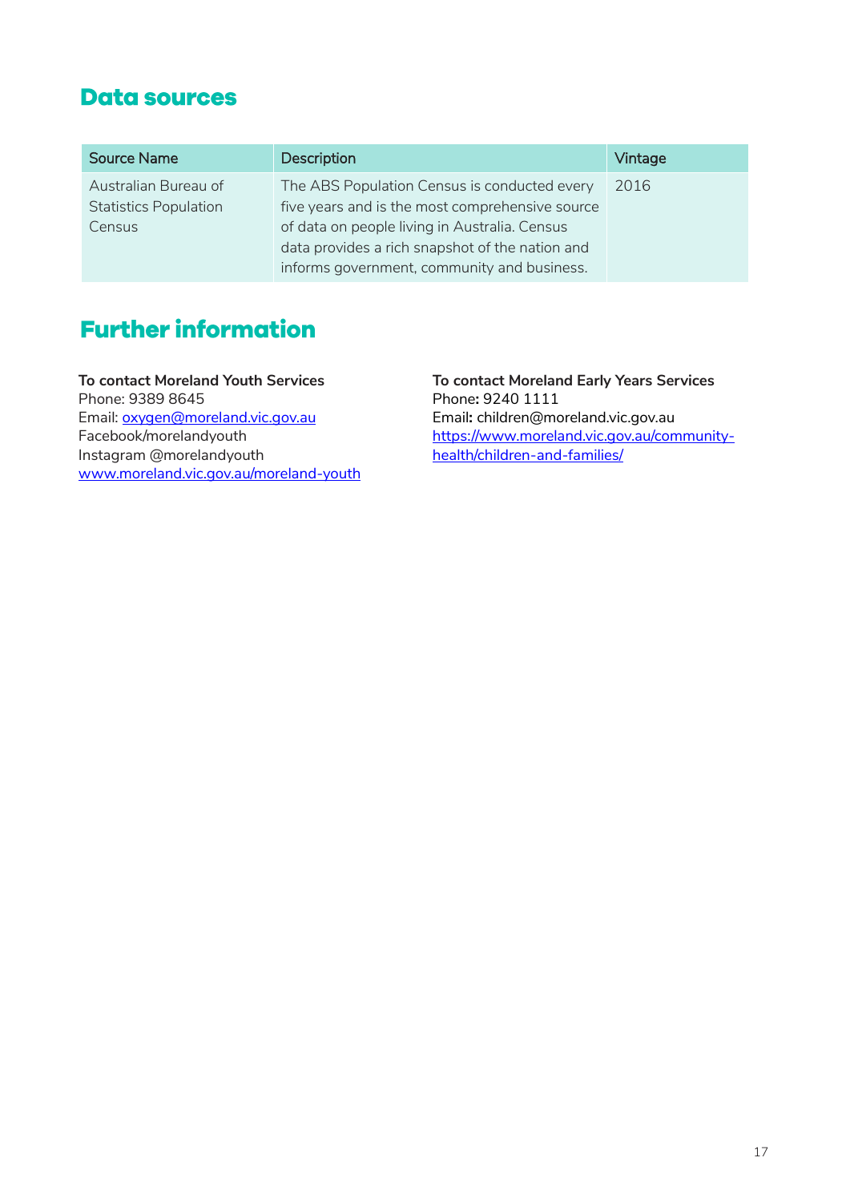## Data sources

| Source Name | Description | Vintage |
|---|---|---|
| Australian Bureau of Statistics Population Census | The ABS Population Census is conducted every five years and is the most comprehensive source of data on people living in Australia. Census data provides a rich snapshot of the nation and informs government, community and business. | 2016 |

## Further information

**To contact Moreland Youth Services**
Phone: 9389 8645
Email: oxygen@moreland.vic.gov.au
Facebook/morelandyouth
Instagram @morelandyouth
www.moreland.vic.gov.au/moreland-youth

**To contact Moreland Early Years Services**
Phone**:** 9240 1111
Email**:** children@moreland.vic.gov.au
https://www.moreland.vic.gov.au/community-health/children-and-families/